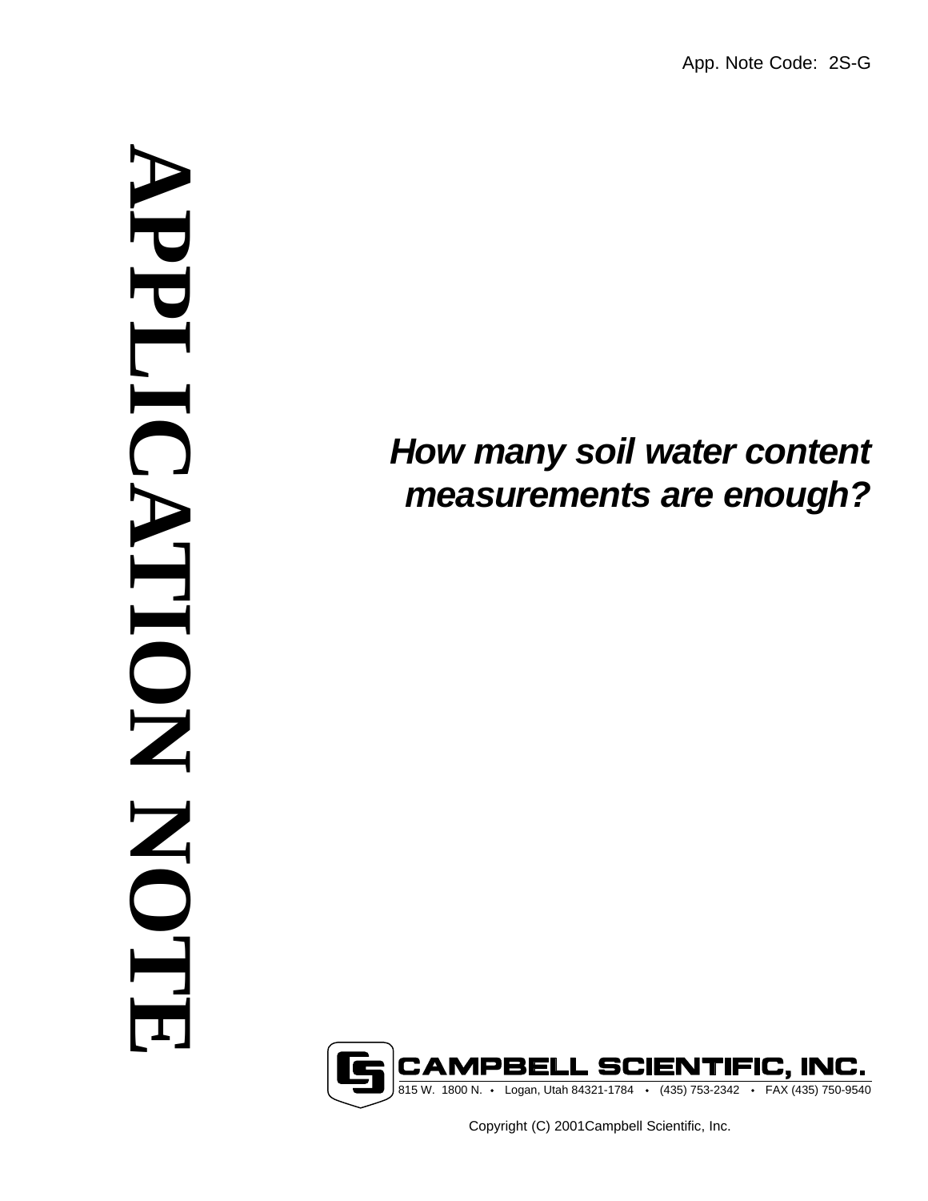App. Note Code: 2S-G

# APPLICATION NOTE

## *How many soil water content measurements are enough?*

**CAMPBELL SCIENTIFIC, INC.**

815 W. 1800 N. • Logan, Utah 84321-1784 • (435) 753-2342 • FAX (435) 750-9540

Copyright (C) 2001Campbell Scientific, Inc.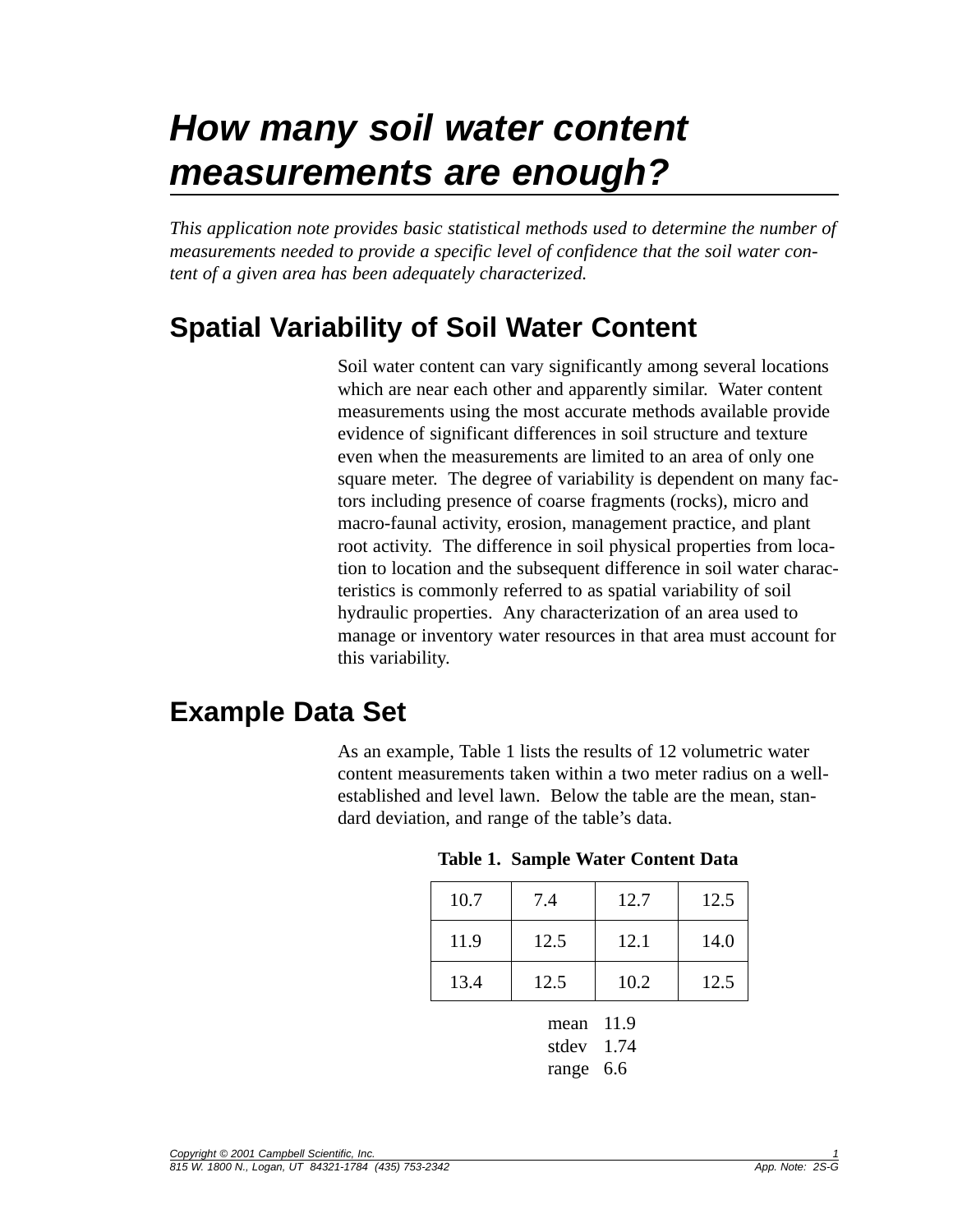# *How many soil water content measurements are enough?*

*This application note provides basic statistical methods used to determine the number of measurements needed to provide a specific level of confidence that the soil water content of a given area has been adequately characterized.*

## Spatial Variability of Soil Water Content

Soil water content can vary significantly among several locations which are near each other and apparently similar. Water content measurements using the most accurate methods available provide evidence of significant differences in soil structure and texture even when the measurements are limited to an area of only one square meter. The degree of variability is dependent on many factors including presence of coarse fragments (rocks), micro and macro-faunal activity, erosion, management practice, and plant root activity. The difference in soil physical properties from location to location and the subsequent difference in soil water characteristics is commonly referred to as spatial variability of soil hydraulic properties. Any characterization of an area used to manage or inventory water resources in that area must account for this variability.

## Example Data Set

As an example, Table 1 lists the results of 12 volumetric water content measurements taken within a two meter radius on a well-established and level lawn. Below the table are the mean, standard deviation, and range of the table's data.

**Table 1. Sample Water Content Data**

| | | | |
|---|---|---|---|
| 10.7 | 7.4 | 12.7 | 12.5 |
| 11.9 | 12.5 | 12.1 | 14.0 |
| 13.4 | 12.5 | 10.2 | 12.5 |

mean 11.9
stdev 1.74
range 6.6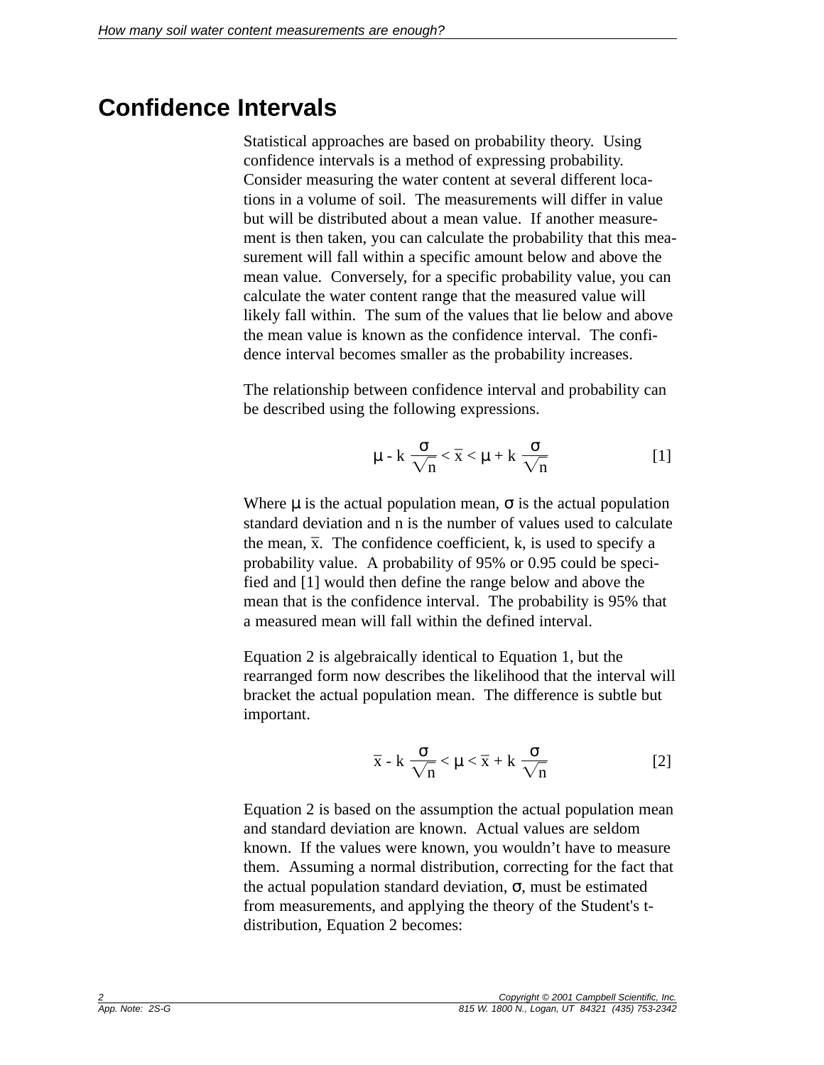# Confidence Intervals

Statistical approaches are based on probability theory. Using confidence intervals is a method of expressing probability. Consider measuring the water content at several different locations in a volume of soil. The measurements will differ in value but will be distributed about a mean value. If another measurement is then taken, you can calculate the probability that this measurement will fall within a specific amount below and above the mean value. Conversely, for a specific probability value, you can calculate the water content range that the measured value will likely fall within. The sum of the values that lie below and above the mean value is known as the confidence interval. The confidence interval becomes smaller as the probability increases.

The relationship between confidence interval and probability can be described using the following expressions.

$$\mu - k\,\frac{\sigma}{\sqrt{n}} < \bar{x} < \mu + k\,\frac{\sigma}{\sqrt{n}} \qquad [1]$$

Where $\mu$ is the actual population mean, $\sigma$ is the actual population standard deviation and n is the number of values used to calculate the mean, $\bar{x}$. The confidence coefficient, k, is used to specify a probability value. A probability of 95% or 0.95 could be specified and [1] would then define the range below and above the mean that is the confidence interval. The probability is 95% that a measured mean will fall within the defined interval.

Equation 2 is algebraically identical to Equation 1, but the rearranged form now describes the likelihood that the interval will bracket the actual population mean. The difference is subtle but important.

$$\bar{x} - k\,\frac{\sigma}{\sqrt{n}} < \mu < \bar{x} + k\,\frac{\sigma}{\sqrt{n}} \qquad [2]$$

Equation 2 is based on the assumption the actual population mean and standard deviation are known. Actual values are seldom known. If the values were known, you wouldn't have to measure them. Assuming a normal distribution, correcting for the fact that the actual population standard deviation, $\sigma$, must be estimated from measurements, and applying the theory of the Student's t-distribution, Equation 2 becomes: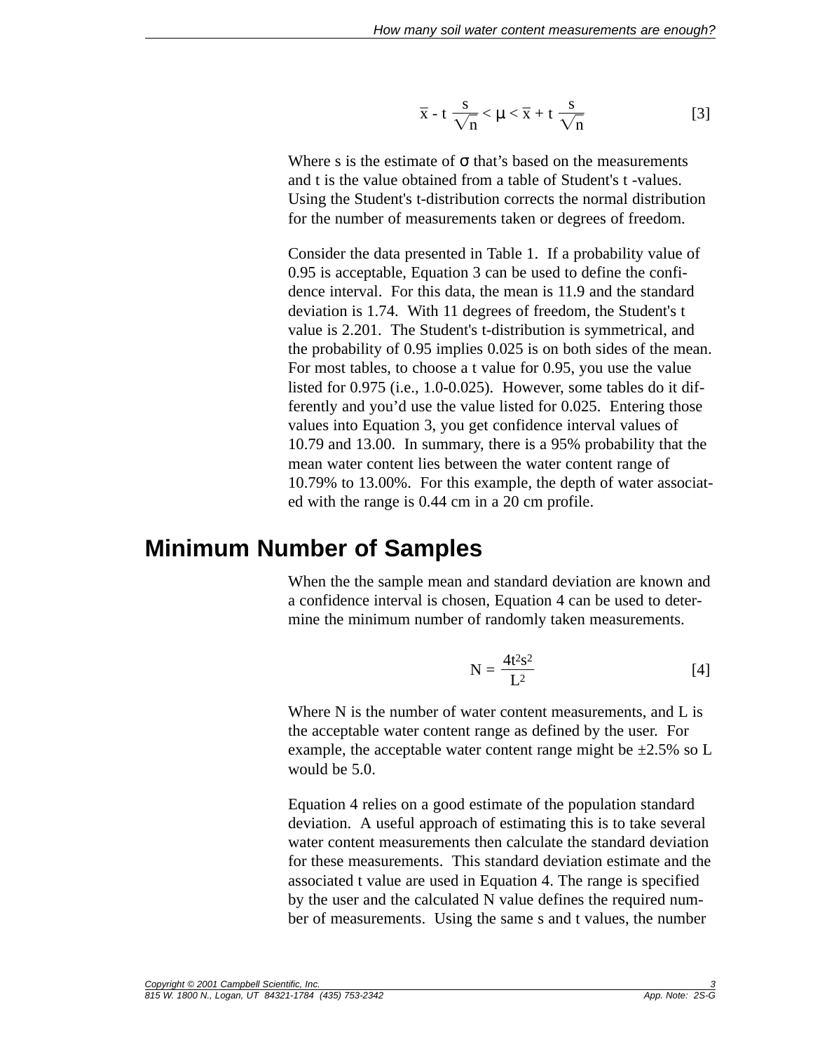$$\bar{x} - t\frac{s}{\sqrt{n}} < \mu < \bar{x} + t\frac{s}{\sqrt{n}} \qquad [3]$$

Where s is the estimate of $\sigma$ that's based on the measurements and t is the value obtained from a table of Student's t -values. Using the Student's t-distribution corrects the normal distribution for the number of measurements taken or degrees of freedom.

Consider the data presented in Table 1. If a probability value of 0.95 is acceptable, Equation 3 can be used to define the confidence interval. For this data, the mean is 11.9 and the standard deviation is 1.74. With 11 degrees of freedom, the Student's t value is 2.201. The Student's t-distribution is symmetrical, and the probability of 0.95 implies 0.025 is on both sides of the mean. For most tables, to choose a t value for 0.95, you use the value listed for 0.975 (i.e., 1.0-0.025). However, some tables do it differently and you'd use the value listed for 0.025. Entering those values into Equation 3, you get confidence interval values of 10.79 and 13.00. In summary, there is a 95% probability that the mean water content lies between the water content range of 10.79% to 13.00%. For this example, the depth of water associated with the range is 0.44 cm in a 20 cm profile.

## Minimum Number of Samples

When the the sample mean and standard deviation are known and a confidence interval is chosen, Equation 4 can be used to determine the minimum number of randomly taken measurements.

$$N = \frac{4t^2s^2}{L^2} \qquad [4]$$

Where N is the number of water content measurements, and L is the acceptable water content range as defined by the user. For example, the acceptable water content range might be ±2.5% so L would be 5.0.

Equation 4 relies on a good estimate of the population standard deviation. A useful approach of estimating this is to take several water content measurements then calculate the standard deviation for these measurements. This standard deviation estimate and the associated t value are used in Equation 4. The range is specified by the user and the calculated N value defines the required number of measurements. Using the same s and t values, the number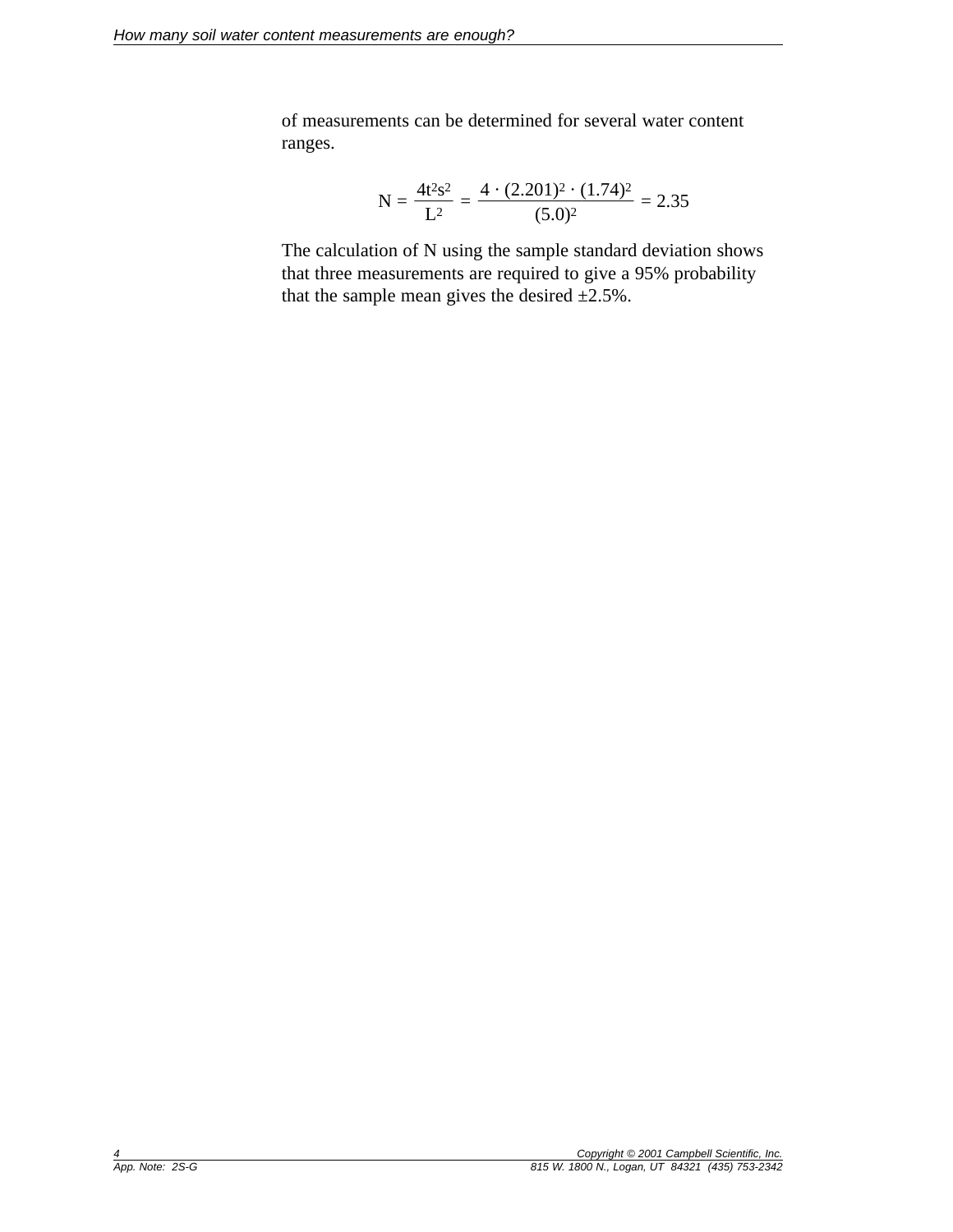of measurements can be determined for several water content ranges.

$$N = \frac{4t^2s^2}{L^2} = \frac{4 \cdot (2.201)^2 \cdot (1.74)^2}{(5.0)^2} = 2.35$$

The calculation of N using the sample standard deviation shows that three measurements are required to give a 95% probability that the sample mean gives the desired ±2.5%.